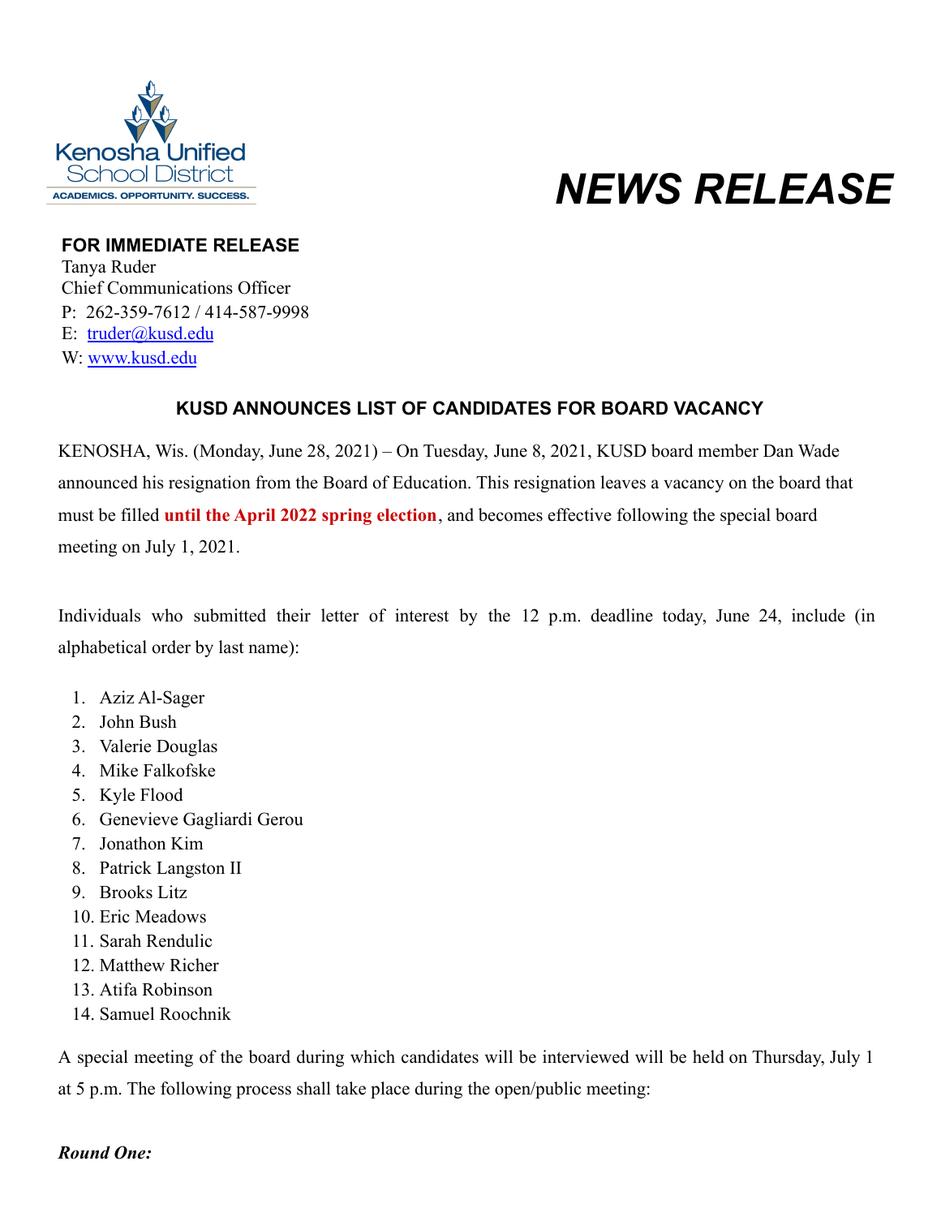Kenosha Unified School District

ACADEMICS. OPPORTUNITY. SUCCESS.

# *NEWS RELEASE*

**FOR IMMEDIATE RELEASE**
Tanya Ruder
Chief Communications Officer
P: 262-359-7612 / 414-587-9998
E: truder@kusd.edu
W: www.kusd.edu

## KUSD ANNOUNCES LIST OF CANDIDATES FOR BOARD VACANCY

KENOSHA, Wis. (Monday, June 28, 2021) – On Tuesday, June 8, 2021, KUSD board member Dan Wade announced his resignation from the Board of Education. This resignation leaves a vacancy on the board that must be filled **until the April 2022 spring election**, and becomes effective following the special board meeting on July 1, 2021.

Individuals who submitted their letter of interest by the 12 p.m. deadline today, June 24, include (in alphabetical order by last name):

1. Aziz Al-Sager
2. John Bush
3. Valerie Douglas
4. Mike Falkofske
5. Kyle Flood
6. Genevieve Gagliardi Gerou
7. Jonathon Kim
8. Patrick Langston II
9. Brooks Litz
10. Eric Meadows
11. Sarah Rendulic
12. Matthew Richer
13. Atifa Robinson
14. Samuel Roochnik

A special meeting of the board during which candidates will be interviewed will be held on Thursday, July 1 at 5 p.m. The following process shall take place during the open/public meeting:

***Round One:***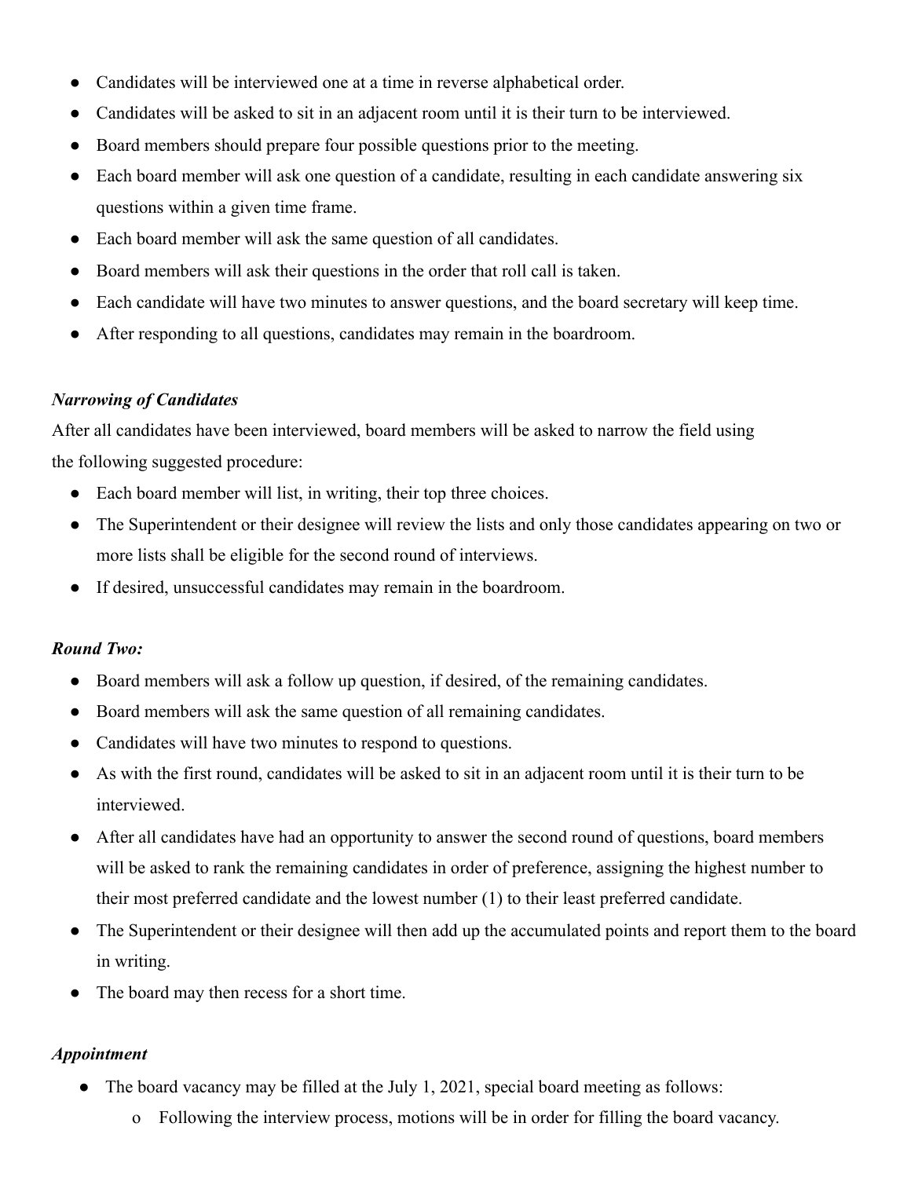- Candidates will be interviewed one at a time in reverse alphabetical order.
- Candidates will be asked to sit in an adjacent room until it is their turn to be interviewed.
- Board members should prepare four possible questions prior to the meeting.
- Each board member will ask one question of a candidate, resulting in each candidate answering six questions within a given time frame.
- Each board member will ask the same question of all candidates.
- Board members will ask their questions in the order that roll call is taken.
- Each candidate will have two minutes to answer questions, and the board secretary will keep time.
- After responding to all questions, candidates may remain in the boardroom.

***Narrowing of Candidates***

After all candidates have been interviewed, board members will be asked to narrow the field using the following suggested procedure:

- Each board member will list, in writing, their top three choices.
- The Superintendent or their designee will review the lists and only those candidates appearing on two or more lists shall be eligible for the second round of interviews.
- If desired, unsuccessful candidates may remain in the boardroom.

***Round Two:***

- Board members will ask a follow up question, if desired, of the remaining candidates.
- Board members will ask the same question of all remaining candidates.
- Candidates will have two minutes to respond to questions.
- As with the first round, candidates will be asked to sit in an adjacent room until it is their turn to be interviewed.
- After all candidates have had an opportunity to answer the second round of questions, board members will be asked to rank the remaining candidates in order of preference, assigning the highest number to their most preferred candidate and the lowest number (1) to their least preferred candidate.
- The Superintendent or their designee will then add up the accumulated points and report them to the board in writing.
- The board may then recess for a short time.

***Appointment***

- The board vacancy may be filled at the July 1, 2021, special board meeting as follows:
  - Following the interview process, motions will be in order for filling the board vacancy.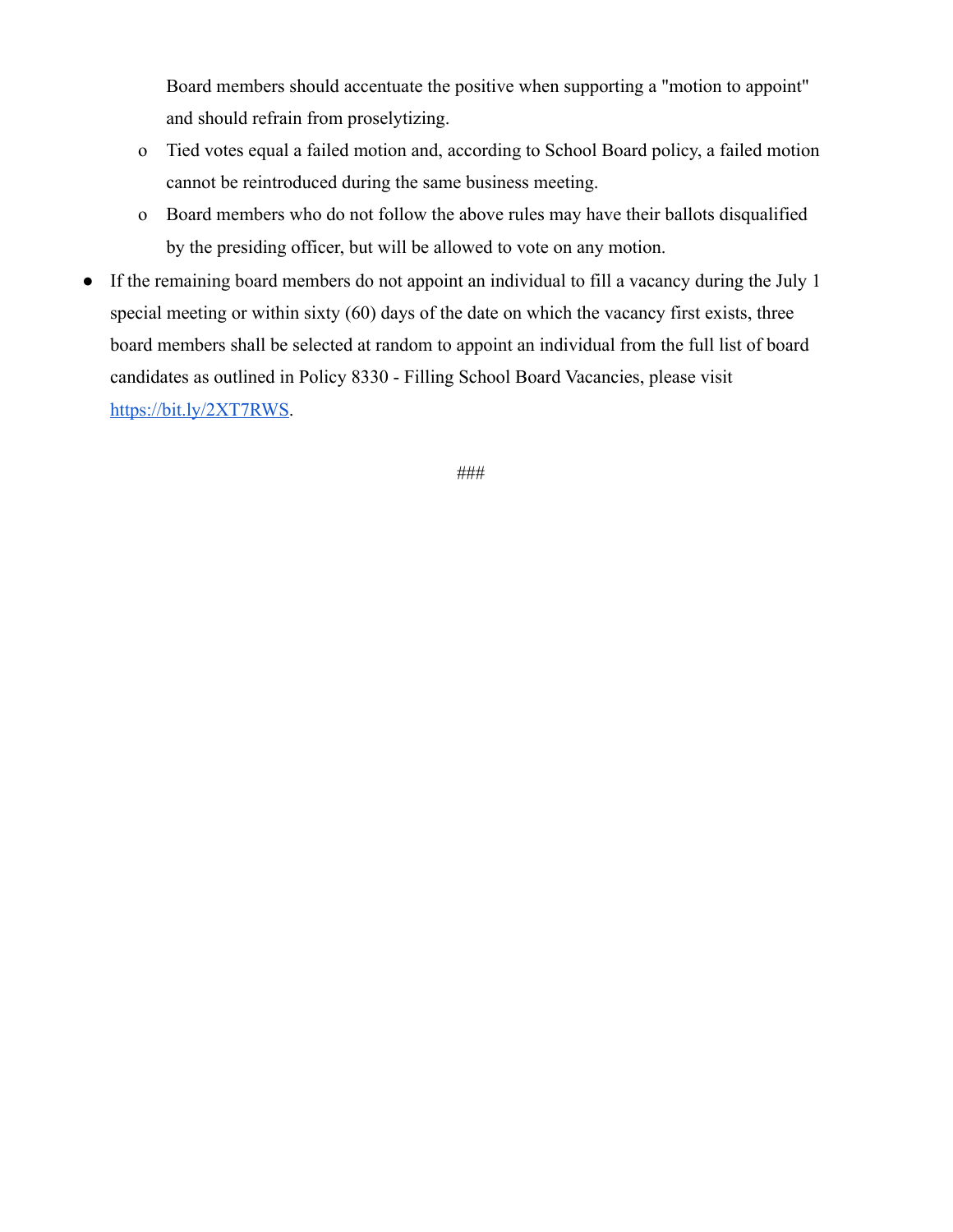Board members should accentuate the positive when supporting a "motion to appoint" and should refrain from proselytizing.

    - Tied votes equal a failed motion and, according to School Board policy, a failed motion cannot be reintroduced during the same business meeting.
    - Board members who do not follow the above rules may have their ballots disqualified by the presiding officer, but will be allowed to vote on any motion.

- If the remaining board members do not appoint an individual to fill a vacancy during the July 1 special meeting or within sixty (60) days of the date on which the vacancy first exists, three board members shall be selected at random to appoint an individual from the full list of board candidates as outlined in Policy 8330 - Filling School Board Vacancies, please visit [https://bit.ly/2XT7RWS](https://bit.ly/2XT7RWS).

###